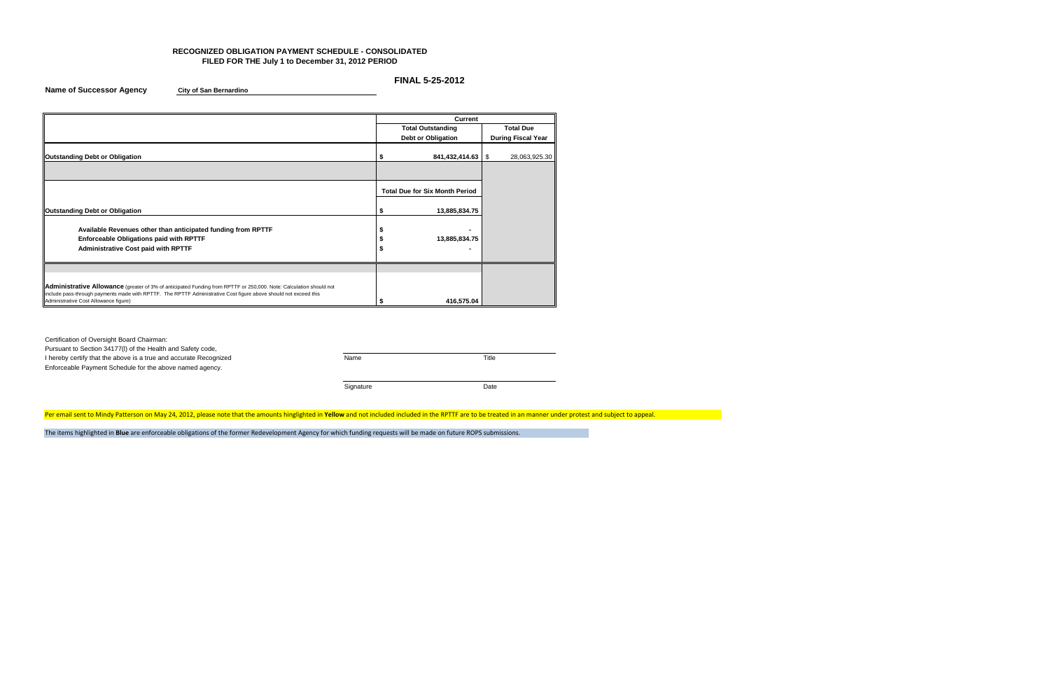**RECOGNIZED OBLIGATION PAYMENT SCHEDULE - CONSOLIDATED**
**FILED FOR THE July 1 to December 31, 2012 PERIOD**

**FINAL 5-25-2012**

**Name of Successor Agency** City of San Bernardino

| | Current | |
|---|---|---|
| | **Total Outstanding Debt or Obligation** | **Total Due During Fiscal Year** |
| **Outstanding Debt or Obligation** | $ 841,432,414.63 | $ 28,063,925.30 |
| | | |
| | **Total Due for Six Month Period** | |
| **Outstanding Debt or Obligation** | $ 13,885,834.75 | |
| **Available Revenues other than anticipated funding from RPTTF** | $ - | |
| **Enforceable Obligations paid with RPTTF** | $ 13,885,834.75 | |
| **Administrative Cost paid with RPTTF** | $ - | |
| | | |
| **Administrative Allowance** (greater of 3% of anticipated Funding from RPTTF or 250,000. Note: Calculation should not include pass-through payments made with RPTTF. The RPTTF Administrative Cost figure above should not exceed this Administrative Cost Allowance figure) | $ 416,575.04 | |

Certification of Oversight Board Chairman:
Pursuant to Section 34177(l) of the Health and Safety code,
I hereby certify that the above is a true and accurate Recognized Enforceable Payment Schedule for the above named agency.

Name ____________________ Title ____________________

Signature ____________________ Date ____________________

Per email sent to Mindy Patterson on May 24, 2012, please note that the amounts hinglighted in **Yellow** and not included included in the RPTTF are to be treated in an manner under protest and subject to appeal.

The items highlighted in **Blue** are enforceable obligations of the former Redevelopment Agency for which funding requests will be made on future ROPS submissions.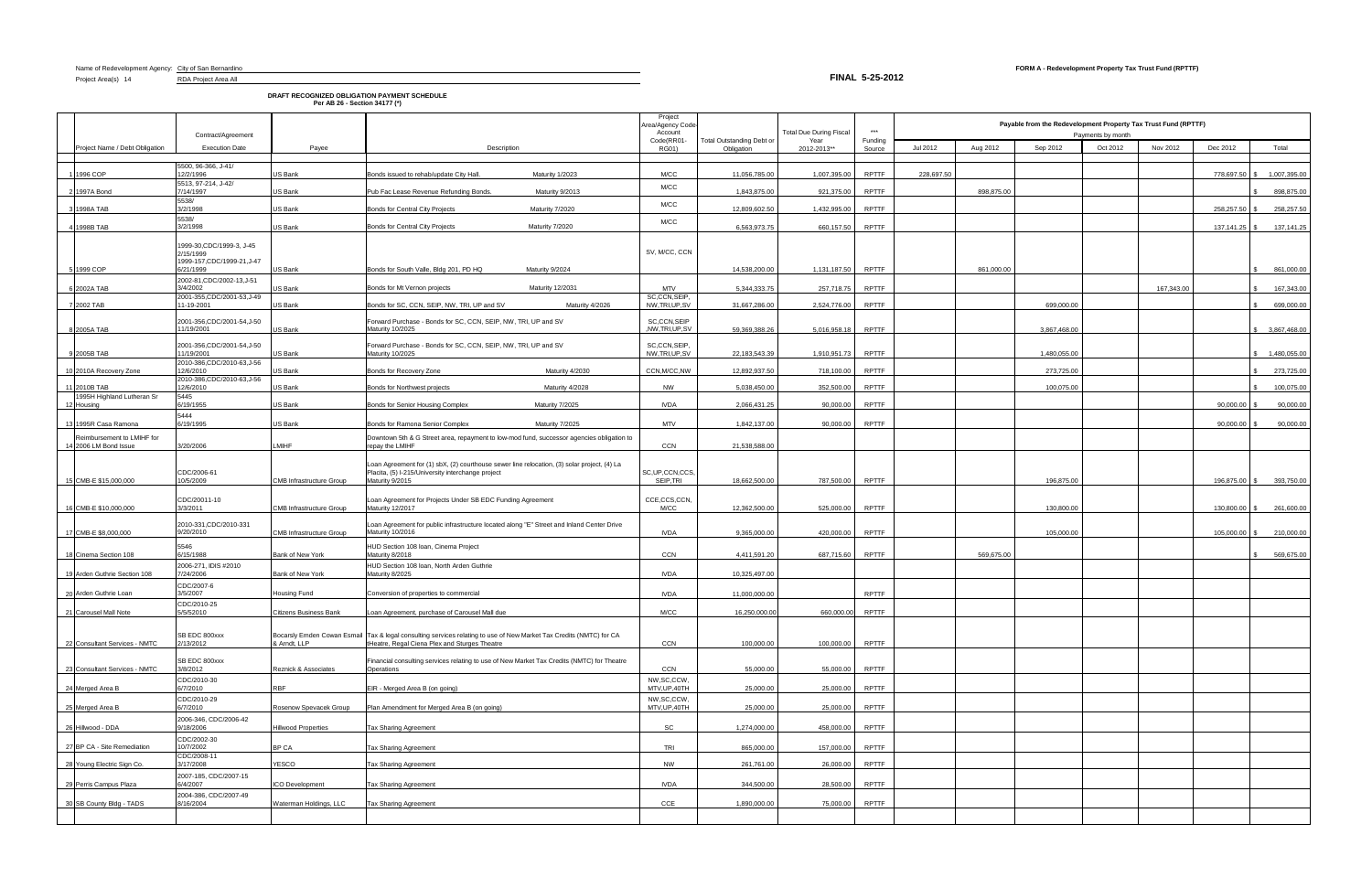Name of Redevelopment Agency: City of San Bernardino

Project Area(s) 14 RDA Project Area All

**FINAL 5-25-2012**

**FORM A - Redevelopment Property Tax Trust Fund (RPTTF)**

**DRAFT RECOGNIZED OBLIGATION PAYMENT SCHEDULE**
**Per AB 26 - Section 34177 (\*)**

| | Project Name / Debt Obligation | Contract/Agreement Execution Date | Payee | Description | Project Area/Agency Code-Account Code(RR01-RG01) | Total Outstanding Debt or Obligation | Total Due During Fiscal Year 2012-2013** | *** Funding Source | Payable from the Redevelopment Property Tax Trust Fund (RPTTF) Payments by month | | | | | | |
|---|---|---|---|---|---|---|---|---|---|---|---|---|---|---|---|
| | | | | | | | | | Jul 2012 | Aug 2012 | Sep 2012 | Oct 2012 | Nov 2012 | Dec 2012 | Total |
| 1 | 1996 COP | 5500, 96-366, J-41/ 12/2/1996 | US Bank | Bonds issued to rehab/update City Hall. Maturity 1/2023 | M/CC | 11,056,785.00 | 1,007,395.00 | RPTTF | 228,697.50 | | | | | 778,697.50 | $ 1,007,395.00 |
| 2 | 1997A Bond | 5513, 97-214, J-42/ 7/14/1997 | US Bank | Pub Fac Lease Revenue Refunding Bonds. Maturity 9/2013 | M/CC | 1,843,875.00 | 921,375.00 | RPTTF | | 898,875.00 | | | | | $ 898,875.00 |
| 3 | 1998A TAB | 5538/ 3/2/1998 | US Bank | Bonds for Central City Projects Maturity 7/2020 | M/CC | 12,809,602.50 | 1,432,995.00 | RPTTF | | | | | | 258,257.50 | $ 258,257.50 |
| 4 | 1998B TAB | 5538/ 3/2/1998 | US Bank | Bonds for Central City Projects Maturity 7/2020 | M/CC | 6,563,973.75 | 660,157.50 | RPTTF | | | | | | 137,141.25 | $ 137,141.25 |
| 5 | 1999 COP | 1999-30,CDC/1999-3, J-45 2/15/1999 1999-157,CDC/1999-21,J-47 6/21/1999 | US Bank | Bonds for South Valle, Bldg 201, PD HQ Maturity 9/2024 | SV, M/CC, CCN | 14,538,200.00 | 1,131,187.50 | RPTTF | | 861,000.00 | | | | | $ 861,000.00 |
| 6 | 2002A TAB | 2002-81,CDC/2002-13,J-51 3/4/2002 | US Bank | Bonds for Mt Vernon projects Maturity 12/2031 | MTV | 5,344,333.75 | 257,718.75 | RPTTF | | | | | 167,343.00 | | $ 167,343.00 |
| 7 | 2002 TAB | 2001-355,CDC/2001-53,J-49 11-19-2001 | US Bank | Bonds for SC, CCN, SEIP, NW, TRI, UP and SV Maturity 4/2026 | SC,CCN,SEIP, NW,TRI,UP,SV | 31,667,286.00 | 2,524,776.00 | RPTTF | | | 699,000.00 | | | | $ 699,000.00 |
| 8 | 2005A TAB | 2001-356,CDC/2001-54,J-50 11/19/2001 | US Bank | Forward Purchase - Bonds for SC, CCN, SEIP, NW, TRI, UP and SV Maturity 10/2025 | SC,CCN,SEIP ,NW,TRI,UP,SV | 59,369,388.26 | 5,016,958.18 | RPTTF | | | 3,867,468.00 | | | | $ 3,867,468.00 |
| 9 | 2005B TAB | 2001-356,CDC/2001-54,J-50 11/19/2001 | US Bank | Forward Purchase - Bonds for SC, CCN, SEIP, NW, TRI, UP and SV Maturity 10/2025 | SC,CCN,SEIP, NW,TRI,UP,SV | 22,183,543.39 | 1,910,951.73 | RPTTF | | | 1,480,055.00 | | | | $ 1,480,055.00 |
| 10 | 2010A Recovery Zone | 2010-386,CDC/2010-63,J-56 12/6/2010 | US Bank | Bonds for Recovery Zone Maturity 4/2030 | CCN,M/CC,NW | 12,892,937.50 | 718,100.00 | RPTTF | | | 273,725.00 | | | | $ 273,725.00 |
| 11 | 2010B TAB | 2010-386,CDC/2010-63,J-56 12/6/2010 | US Bank | Bonds for Northwest projects Maturity 4/2028 | NW | 5,038,450.00 | 352,500.00 | RPTTF | | | 100,075.00 | | | | $ 100,075.00 |
| 12 | 1995H Highland Lutheran Sr Housing | 5445 6/19/1995 | US Bank | Bonds for Senior Housing Complex Maturity 7/2025 | IVDA | 2,066,431.25 | 90,000.00 | RPTTF | | | | | | 90,000.00 | $ 90,000.00 |
| 13 | 1995R Casa Ramona | 5444 6/19/1995 | US Bank | Bonds for Ramona Senior Complex Maturity 7/2025 | MTV | 1,842,137.00 | 90,000.00 | RPTTF | | | | | | 90,000.00 | $ 90,000.00 |
| 14 | Reimbursement to LMIHF for 2006 LM Bond Issue | 3/20/2006 | LMIHF | Downtown 5th & G Street area, repayment to low-mod fund, successor agencies obligation to repay the LMIHF | CCN | 21,538,588.00 | | | | | | | | | |
| 15 | CMB-E $15,000,000 | CDC/2006-61 10/5/2009 | CMB Infrastructure Group | Loan Agreement for (1) sbX, (2) courthouse sewer line relocation, (3) solar project, (4) La Placita, (5) I-215/University interchange project Maturity 9/2015 | SC,UP,CCN,CCS, SEIP,TRI | 18,662,500.00 | 787,500.00 | RPTTF | | | 196,875.00 | | | 196,875.00 | $ 393,750.00 |
| 16 | CMB-E $10,000,000 | CDC/20011-10 3/3/2011 | CMB Infrastructure Group | Loan Agreement for Projects Under SB EDC Funding Agreement Maturity 12/2017 | CCE,CCS,CCN, M/CC | 12,362,500.00 | 525,000.00 | RPTTF | | | 130,800.00 | | | 130,800.00 | $ 261,600.00 |
| 17 | CMB-E $8,000,000 | 2010-331,CDC/2010-331 9/20/2010 | CMB Infrastructure Group | Loan Agreement for public infrastructure located along "E" Street and Inland Center Drive Maturity 10/2016 | IVDA | 9,365,000.00 | 420,000.00 | RPTTF | | | 105,000.00 | | | 105,000.00 | $ 210,000.00 |
| 18 | Cinema Section 108 | 5546 6/15/1988 | Bank of New York | HUD Section 108 loan, Cinema Project Maturity 8/2018 | CCN | 4,411,591.20 | 687,715.60 | RPTTF | | 569,675.00 | | | | | $ 569,675.00 |
| 19 | Arden Guthrie Section 108 | 2006-271, IDIS #2010 7/24/2006 | Bank of New York | HUD Section 108 loan, North Arden Guthrie Maturity 8/2025 | IVDA | 10,325,497.00 | | | | | | | | | |
| 20 | Arden Guthrie Loan | CDC/2007-6 3/5/2007 | Housing Fund | Conversion of properties to commercial | IVDA | 11,000,000.00 | | RPTTF | | | | | | | |
| 21 | Carousel Mall Note | CDC/2010-25 5/5/2010 | Citizens Business Bank | Loan Agreement, purchase of Carousel Mall due | M/CC | 16,250,000.00 | 660,000.00 | RPTTF | | | | | | | |
| 22 | Consultant Services - NMTC | SB EDC 800xxx 2/13/2012 | Bocarsly Emden Cowan Esmail & Arndt, LLP | Tax & legal consulting services relating to use of New Market Tax Credits (NMTC) for CA tHeatre, Regal Ciena Plex and Sturges Theatre | CCN | 100,000.00 | 100,000.00 | RPTTF | | | | | | | |
| 23 | Consultant Services - NMTC | SB EDC 800xxx 3/8/2012 | Reznick & Associates | Financial consulting services relating to use of New Market Tax Credits (NMTC) for Theatre Operations | CCN | 55,000.00 | 55,000.00 | RPTTF | | | | | | | |
| 24 | Merged Area B | CDC/2010-30 6/7/2010 | RBF | EIR - Merged Area B (on going) | NW,SC,CCW, MTV,UP,40TH | 25,000.00 | 25,000.00 | RPTTF | | | | | | | |
| 25 | Merged Area B | CDC/2010-29 6/7/2010 | Rosenow Spevacek Group | Plan Amendment for Merged Area B (on going) | NW,SC,CCW, MTV,UP,40TH | 25,000.00 | 25,000.00 | RPTTF | | | | | | | |
| 26 | Hillwood - DDA | 2006-346, CDC/2006-42 9/18/2006 | Hillwood Properties | Tax Sharing Agreement | SC | 1,274,000.00 | 458,000.00 | RPTTF | | | | | | | |
| 27 | BP CA - Site Remediation | CDC/2002-30 10/7/2002 | BP CA | Tax Sharing Agreement | TRI | 865,000.00 | 157,000.00 | RPTTF | | | | | | | |
| 28 | Young Electric Sign Co. | CDC/2008-11 3/17/2008 | YESCO | Tax Sharing Agreement | NW | 261,761.00 | 26,000.00 | RPTTF | | | | | | | |
| 29 | Perris Campus Plaza | 2007-185, CDC/2007-15 6/4/2007 | ICO Development | Tax Sharing Agreement | IVDA | 344,500.00 | 28,500.00 | RPTTF | | | | | | | |
| 30 | SB County Bldg - TADS | 2004-386, CDC/2007-49 8/16/2004 | Waterman Holdings, LLC | Tax Sharing Agreement | CCE | 1,890,000.00 | 75,000.00 | RPTTF | | | | | | | |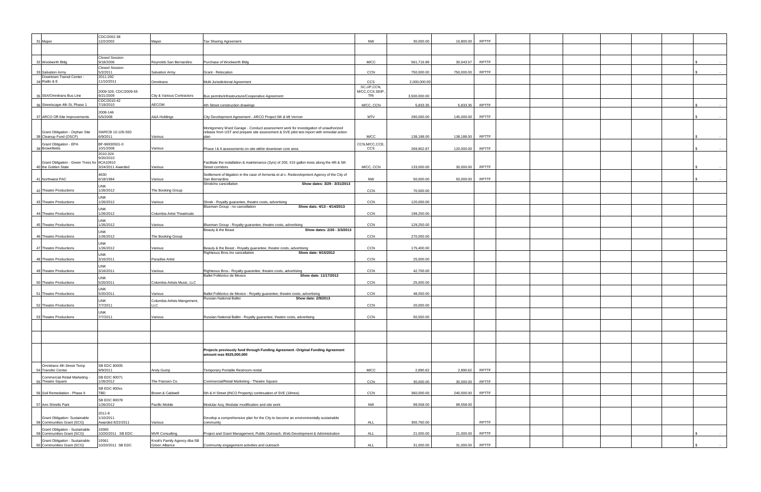| # | Project | Contract/Agreement | Payee | Description | Project Area | Total Outstanding Debt or Obligation | Payment Amount | Source | | | | | | | |
|---|---|---|---|---|---|---|---|---|---|---|---|---|---|---|---|
| 31 | Mapei | CDC/2002-38 12/2/2002 | Mapei | Tax Sharing Agreement | NW | 30,000.00 | 10,800.00 | RPTTF | | | | | | | |
| | | | | | | | | | | | | | | | |
| 32 | Woolworth Bldg | Closed Session 9/18/2006 | Reynolds San Bernardino | Purchase of Woolworth Bldg | M/CC | 561,716.89 | 30,043.57 | RPTTF | | | | | | | $ - |
| 33 | Salvation Army | Closed Session 5/2/2011 | Salvation Army | Grant - Relocation | CCN | 750,000.00 | 750,000.00 | RPTTF | | | | | | | $ - |
| 34 | Downtown Transit Center - Rialto & E | 2011-292 11/10/2011 | Omnitrans | Multi Jurisdictional Agreement | CCS | 2,000,000.00 | | | | | | | | | |
| 35 | SbX/Omnitrans Bus Line | 2009-326, CDC/2009-55 9/21/2009 | City & Various Contractors | Bus permits/infrastructure/Cooperative Agreement | SC,UP,CCN, M/CC,CCS,SEIP, TRI | 3,500,000.00 | | | | | | | | | |
| 36 | Streetscape-4th St, Phase 1 | CDC/2010-42 7/19/2010 | AECOM | 4th Street construction drawings | M/CC, CCN | 5,833.35 | 5,833.35 | RPTTF | | | | | | | $ - |
| 37 | ARCO Off-Site Improvements | 2008-146 5/5/2008 | A&A Holdings | City Development Agreement - ARCO Project 5th & Mt Vernon | MTV | 290,000.00 | 145,000.00 | RPTTF | | | | | | | $ - |
| 38 | Grant Obligation - Orphan Site Cleanup Fund (OSCF) | SWRCB 10-105-550 6/9/2011 | Various | Montgomery Ward Garage - Conduct assessment work for investigation of unauthorized release from UST and prepare site assessment & SVE pilot test report with remedial action plan | M/CC | 138,188.00 | 138,188.00 | RPTTF | | | | | | | $ - |
| 39 | Grant Obligation - EPA Brownfields | BF-96930501-0 10/1/2008 | Various | Phase I & II assessments on site within downtown core area | CCN,M/CC,CCE, CCS | 269,902.87 | 120,000.00 | RPTTF | | | | | | | $ - |
| 40 | Grant Obligation - Green Trees for the Golden State | 2010-324 9/20/2010 8CA10910 3/24/2011 Awarded | Various | Facilitate the installation & maintenance (2yrs) of 200, #15 gallon trees along the 4th & 5th Street corridors | M/CC, CCN | 133,000.00 | 30,000.00 | RPTTF | | | | | | | $ - |
| 41 | Northwest PAC | 4630 6/18/1984 | Various | Settlement of litigation in the case of Armenta et al v. Redevelopment Agency of the City of San Bernardino | NW | 50,000.00 | 50,000.00 | RPTTF | | | | | | | $ - |
| 42 | Theatre Productions | UNK 1/26/2012 | The Booking Group | Shrek/no cancellation Show dates: 3/29 - 3/31/2013 | CCN | 70,000.00 | | | | | | | | | |
| 43 | Theatre Productions | UNK 1/26/2012 | Various | Shrek - Royalty guarantee, theatre costs, advertising | CCN | 120,000.00 | | | | | | | | | |
| 44 | Theatre Productions | UNK 1/26/2012 | Columbia Artist Theatricals | Blueman Group - no cancellation Show dats: 4/13 - 4/14/2013 | CCN | 199,250.00 | | | | | | | | | |
| 45 | Theatre Productions | UNK 1/26/2012 | Various | Blueman Group - Royalty guarantee, theatre costs, advertising | CCN | 129,250.00 | | | | | | | | | |
| 46 | Theatre Productions | UNK 1/26/2012 | The Booking Group | Beauty & the Beast Show dates: 2/26 - 3/3/2013 | CCN | 270,000.00 | | | | | | | | | |
| 47 | Theatre Productions | UNK 1/26/2012 | Various | Beauty & the Beast - Royalty guarantee, theatre costs, advertising | CCN | 175,400.00 | | | | | | | | | |
| 48 | Theatre Productions | UNK 3/16/2011 | Paradise Artist | Righteous Bros./no cancellation Show date: 9/15/2012 | CCN | 25,000.00 | | | | | | | | | |
| 49 | Theatre Productions | UNK 3/16/2011 | Various | Righteous Bros.- Royalty guarantee, theatre costs, advertising | CCN | 42,700.00 | | | | | | | | | |
| 50 | Theatre Productions | UNK 5/20/2011 | Columbia Artists Music, LLC | Ballet Folklorico de Mexico Show date: 11/17/2012 | CCN | 25,000.00 | | | | | | | | | |
| 51 | Theatre Productions | UNK 5/20/2011 | Various | Ballet Folklorico de Mexico - Royalty guarantee, theatre costs, advertising | CCN | 48,050.00 | | | | | | | | | |
| 52 | Theatre Productions | UNK 7/7/2011 | Columbia Artists Mangement, LLC | Russian National Ballet Show date: 2/9/2013 | CCN | 20,000.00 | | | | | | | | | |
| 53 | Theatre Productions | UNK 7/7/2011 | Various | Russian National Ballet - Royalty guarantee, theatre costs, advertising | CCN | 50,550.00 | | | | | | | | | |
| | | | | | | | | | | | | | | | |
| | | | | | | | | | | | | | | | |
| | | | | **Projects previously fund through Funding Agreement -Original Funding Agreement amount was $525,000,000** | | | | | | | | | | | |
| 54 | Omnitrans 4th Street Temp Transfer Center | SB EDC 80005 9/9/2011 | Andy Gump | Temporary Portable Restroom rental | M/CC | 2,890.62 | 2,890.62 | RPTTF | | | | | | | |
| 55 | Commercial Retail Marketing - Theatre Square | SB EDC 80071 1/26/2012 | The Fransen Co. | Commercial/Retail Marketing - Theatre Square | CCN | 30,000.00 | 30,000.00 | RPTTF | | | | | | | |
| 56 | Soil Remediation - Phase II | SB EDC 800xx TBD | Brown & Caldwell | 5th & H Street (INCO Property) continuation of SVE (18mos) | CCN | 360,000.00 | 240,000.00 | RPTTF | | | | | | | |
| 57 | Ann Shirells Park | SB EDC 80078 1/26/2012 | Pacific Mobile | Modular Acq, Modular modification and site work | NW | 99,558.00 | 99,558.00 | | | | | | | | |
| 58 | Grant Obligation- Sustainable Communities Grant (SCG) | 2011-8 1/10/2011 Awarded 8/22/2011 | Various | Develop a comprehensive plan for the City to become an environmentally sustainable community | ALL | 300,760.00 | | RPTTF | | | | | | | |
| 59 | Grant Obligation - Sustainable Communities Grant (SCG) | 19365 10/20/2011 SB EDC | MVR Consulting | Project and Grant Management, Public Outreach, Web Development & Administration | ALL | 21,000.00 | 21,000.00 | RPTTF | | | | | | | $ - |
| 60 | Grant Obligation - Sustainable Communities Grant (SCG) | 19361 10/20/2011 SB EDC | Knott's Family Agency dba SB Green Alliance | Community engagement activities and outreach | ALL | 31,000.00 | 31,000.00 | RPTTF | | | | | | | $ - |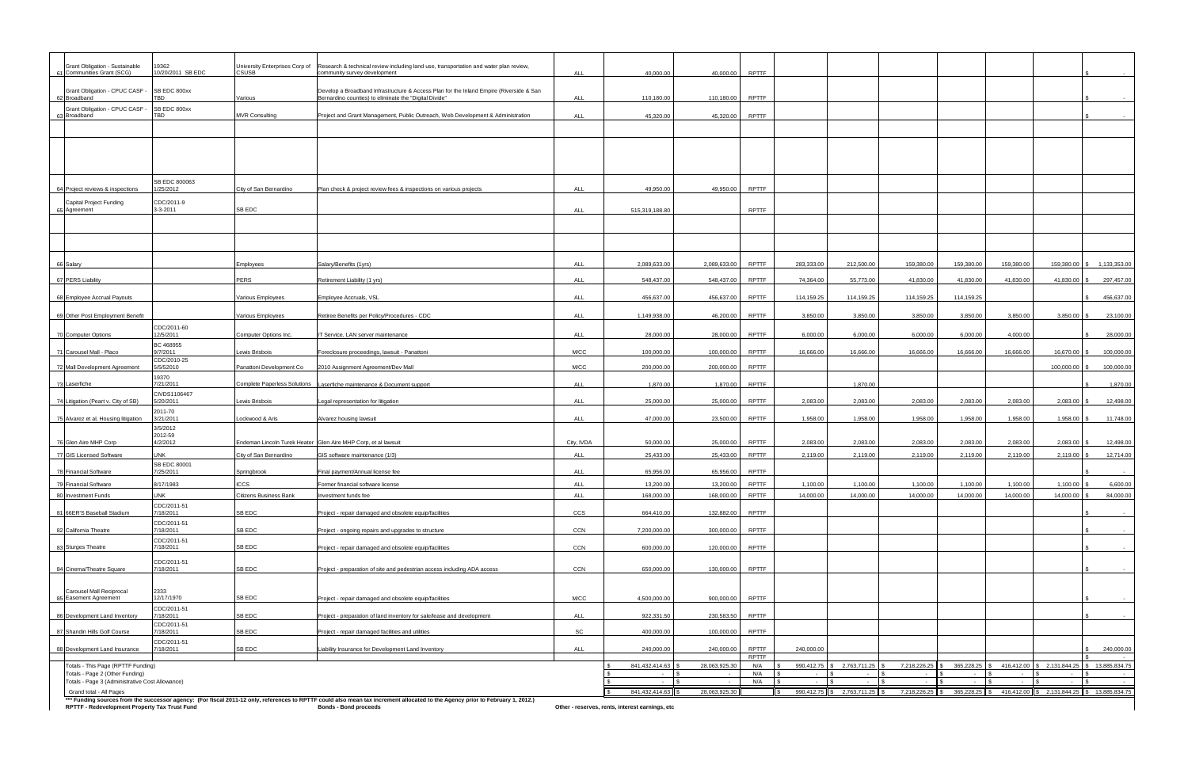| # | Project Name / Debt Obligation | Contract/Agreement Execution Date | Payee | Description | Project Area | Total Outstanding Debt or Obligation | Total Due During Fiscal Year | Funding Source | Jan | Feb | Mar | Apr | May | Jun | Total |
|---|---|---|---|---|---|---|---|---|---|---|---|---|---|---|---|
| 61 | Grant Obligation - Sustainable Communities Grant (SCG) | 19362 10/20/2011 SB EDC | University Enterprises Corp of CSUSB | Research & technical review including land use, transportation and water plan review, community survey development | ALL | 40,000.00 | 40,000.00 | RPTTF | | | | | | | $ - |
| 62 | Grant Obligation - CPUC CASF - Broadband | SB EDC 800xx TBD | Various | Develop a Broadband Infrastructure & Access Plan for the Inland Empire (Riverside & San Bernardino counties) to eliminate the "Digital Divide" | ALL | 110,180.00 | 110,180.00 | RPTTF | | | | | | | $ - |
| 63 | Grant Obligation - CPUC CASF - Broadband | SB EDC 800xx TBD | MVR Consulting | Project and Grant Management, Public Outreach, Web Development & Administration | ALL | 45,320.00 | 45,320.00 | RPTTF | | | | | | | $ - |
| 64 | Project reviews & inspections | SB EDC 800063 1/25/2012 | City of San Bernardino | Plan check & project review fees & inspections on various projects | ALL | 49,950.00 | 49,950.00 | RPTTF | | | | | | | |
| 65 | Capital Project Funding Agreement | CDC/2011-9 3-3-2011 | SB EDC | | ALL | 515,319,188.80 | | RPTTF | | | | | | | |
| 66 | Salary | | Employees | Salary/Benefits (1yrs) | ALL | 2,089,633.00 | 2,089,633.00 | RPTTF | 283,333.00 | 212,500.00 | 159,380.00 | 159,380.00 | 159,380.00 | 159,380.00 | $ 1,133,353.00 |
| 67 | PERS Liability | | PERS | Retirement Liability (1 yrs) | ALL | 548,437.00 | 548,437.00 | RPTTF | 74,364.00 | 55,773.00 | 41,830.00 | 41,830.00 | 41,830.00 | 41,830.00 | $ 297,457.00 |
| 68 | Employee Accrual Payouts | | Various Employees | Employee Accruals, VSL | ALL | 456,637.00 | 456,637.00 | RPTTF | 114,159.25 | 114,159.25 | 114,159.25 | 114,159.25 | | | $ 456,637.00 |
| 69 | Other Post Employment Benefit | | Various Employees | Retiree Benefits per Policy/Procedures - CDC | ALL | 1,149,938.00 | 46,200.00 | RPTTF | 3,850.00 | 3,850.00 | 3,850.00 | 3,850.00 | 3,850.00 | 3,850.00 | $ 23,100.00 |
| 70 | Computer Options | CDC/2011-60 12/5/2011 | Computer Options Inc. | IT Service, LAN server maintenance | ALL | 28,000.00 | 28,000.00 | RPTTF | 6,000.00 | 6,000.00 | 6,000.00 | 6,000.00 | 4,000.00 | | $ 28,000.00 |
| 71 | Carousel Mall - Placo | BC 468955 9/7/2011 | Lewis Brisbois | Foreclosure proceedings, lawsuit - Panattoni | M/CC | 100,000.00 | 100,000.00 | RPTTF | 16,666.00 | 16,666.00 | 16,666.00 | 16,666.00 | 16,666.00 | 16,670.00 | $ 100,000.00 |
| 72 | Mall Development Agreement | CDC/2010-25 5/5/52010 | Panattoni Development Co | 2010 Assignment Agreement/Dev Mall | M/CC | 200,000.00 | 200,000.00 | RPTTF | | | | | | 100,000.00 | $ 100,000.00 |
| 73 | Laserfiche | 19370 7/21/2011 | Complete Paperless Solutions | Laserfiche maintenance & Document support | ALL | 1,870.00 | 1,870.00 | RPTTF | | 1,870.00 | | | | | $ 1,870.00 |
| 74 | Litigation (Peart v. City of SB) | CIVDS1106467 5/20/2011 | Lewis Brisbois | Legal representation for litigation | ALL | 25,000.00 | 25,000.00 | RPTTF | 2,083.00 | 2,083.00 | 2,083.00 | 2,083.00 | 2,083.00 | 2,083.00 | $ 12,498.00 |
| 75 | Alvarez et al, Housing litigation | 2011-70 3/21/2011 | Lockwood & Aris | Alvarez housing lawsuit | ALL | 47,000.00 | 23,500.00 | RPTTF | 1,958.00 | 1,958.00 | 1,958.00 | 1,958.00 | 1,958.00 | 1,958.00 | $ 11,748.00 |
| 76 | Glen Aire MHP Corp | 3/5/2012 2012-59 4/2/2012 | Endeman Lincoln Turek Heater | Glen Aire MHP Corp, et al lawsuit | City, IVDA | 50,000.00 | 25,000.00 | RPTTF | 2,083.00 | 2,083.00 | 2,083.00 | 2,083.00 | 2,083.00 | 2,083.00 | $ 12,498.00 |
| 77 | GIS Licensed Software | UNK | City of San Bernardino | GIS software maintenance (1/3) | ALL | 25,433.00 | 25,433.00 | RPTTF | 2,119.00 | 2,119.00 | 2,119.00 | 2,119.00 | 2,119.00 | 2,119.00 | $ 12,714.00 |
| 78 | Financial Software | SB EDC 80001 7/25/2011 | Springbrook | Final payment/Annual license fee | ALL | 65,956.00 | 65,956.00 | RPTTF | | | | | | | $ - |
| 79 | Financial Software | 8/17/1983 | ICCS | Former financial software license | ALL | 13,200.00 | 13,200.00 | RPTTF | 1,100.00 | 1,100.00 | 1,100.00 | 1,100.00 | 1,100.00 | 1,100.00 | $ 6,600.00 |
| 80 | Investment Funds | UNK | Citizens Business Bank | Investment funds fee | ALL | 168,000.00 | 168,000.00 | RPTTF | 14,000.00 | 14,000.00 | 14,000.00 | 14,000.00 | 14,000.00 | 14,000.00 | $ 84,000.00 |
| 81 | 66ER'S Baseball Stadium | CDC/2011-51 7/18/2011 | SB EDC | Project - repair damaged and obsolete equip/facilities | CCS | 664,410.00 | 132,882.00 | RPTTF | | | | | | | $ - |
| 82 | California Theatre | CDC/2011-51 7/18/2011 | SB EDC | Project - ongoing repairs and upgrades to structure | CCN | 7,200,000.00 | 300,000.00 | RPTTF | | | | | | | $ - |
| 83 | Sturges Theatre | CDC/2011-51 7/18/2011 | SB EDC | Project - repair damaged and obsolete equip/facilities | CCN | 600,000.00 | 120,000.00 | RPTTF | | | | | | | $ - |
| 84 | Cinema/Theatre Square | CDC/2011-51 7/18/2011 | SB EDC | Project - preparation of site and pedestrian access including ADA access | CCN | 650,000.00 | 130,000.00 | RPTTF | | | | | | | $ - |
| 85 | Carousel Mall Reciprocal Easement Agreement | 2333 12/17/1970 | SB EDC | Project - repair damaged and obsolete equip/facilities | M/CC | 4,500,000.00 | 900,000.00 | RPTTF | | | | | | | $ - |
| 86 | Development Land Inventory | CDC/2011-51 7/18/2011 | SB EDC | Project - preparation of land inventory for sale/lease and development | ALL | 922,331.50 | 230,583.50 | RPTTF | | | | | | | $ - |
| 87 | Shandin Hills Golf Course | CDC/2011-51 7/18/2011 | SB EDC | Project - repair damaged facilities and utilities | SC | 400,000.00 | 100,000.00 | RPTTF | | | | | | | |
| 88 | Development Land Insurance | CDC/2011-51 7/18/2011 | SB EDC | Liability Insurance for Development Land Inventory | ALL | 240,000.00 | 240,000.00 | RPTTF | 240,000.00 | | | | | | $ 240,000.00 |
| | | | | | | | | RPTTF | | | | | | | $ - |
| | Totals - This Page (RPTTF Funding) | | | | | $ 841,432,414.63 | $ 28,063,925.30 | N/A | $ 990,412.75 | $ 2,763,711.25 | $ 7,218,226.25 | $ 365,228.25 | $ 416,412.00 | $ 2,131,844.25 | $ 13,885,834.75 |
| | Totals - Page 2 (Other Funding) | | | | | $ - | $ - | N/A | $ - | $ - | $ - | $ - | $ - | $ - | $ - |
| | Totals - Page 3 (Administrative Cost Allowance) | | | | | $ - | $ - | N/A | $ - | $ - | $ - | $ - | $ - | $ - | $ - |
| | Grand total - All Pages | | | | | $ 841,432,414.63 | $ 28,063,925.30 | | $ 990,412.75 | $ 2,763,711.25 | $ 7,218,226.25 | $ 365,228.25 | $ 416,412.00 | $ 2,131,844.25 | $ 13,885,834.75 |

*** Funding sources from the successor agency: (For fiscal 2011-12 only, references to RPTTF could also mean tax increment allocated to the Agency prior to February 1, 2012.)

RPTTF - Redevelopment Property Tax Trust Fund     Bonds - Bond proceeds     Other - reserves, rents, interest earnings, etc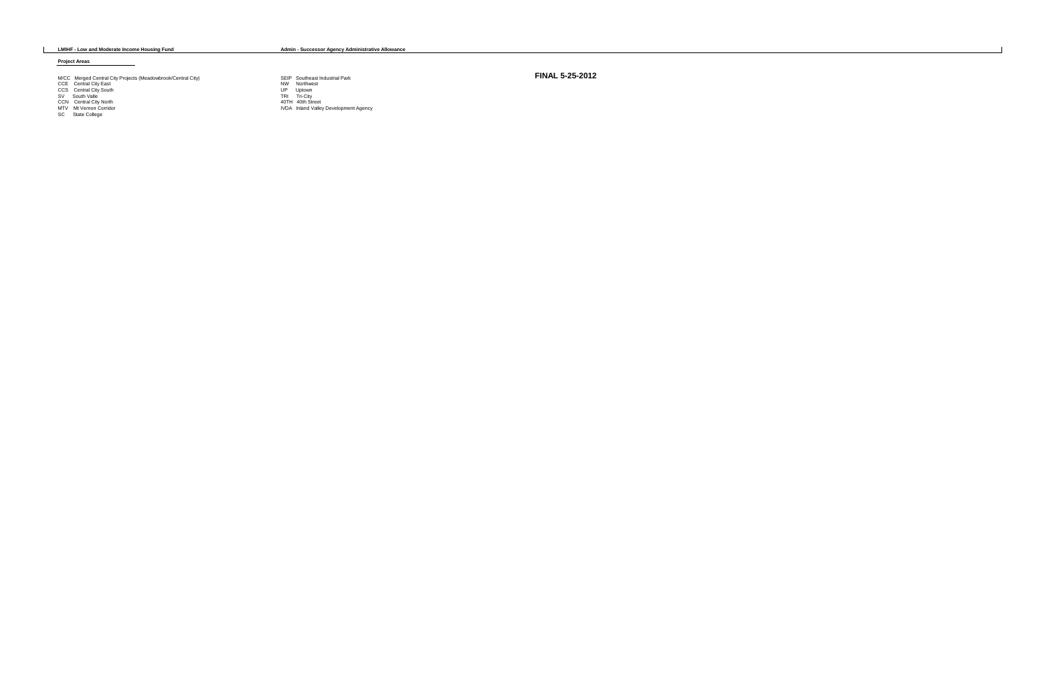**LMIHF - Low and Moderate Income Housing Fund**

**Admin - Successor Agency Administrative Allowance**

**FINAL 5-25-2012**

**Project Areas**

M/CC Merged Central City Projects (Meadowbrook/Central City)
CCE Central City East
CCS Central City South
SV South Valle
CCN Central City North
MTV Mt Vernon Corridor
SC State College

SEIP Southeast Industrial Park
NW Northwest
UP Uptown
TRI Tri-City
40TH 40th Street
IVDA Inland Valley Development Agency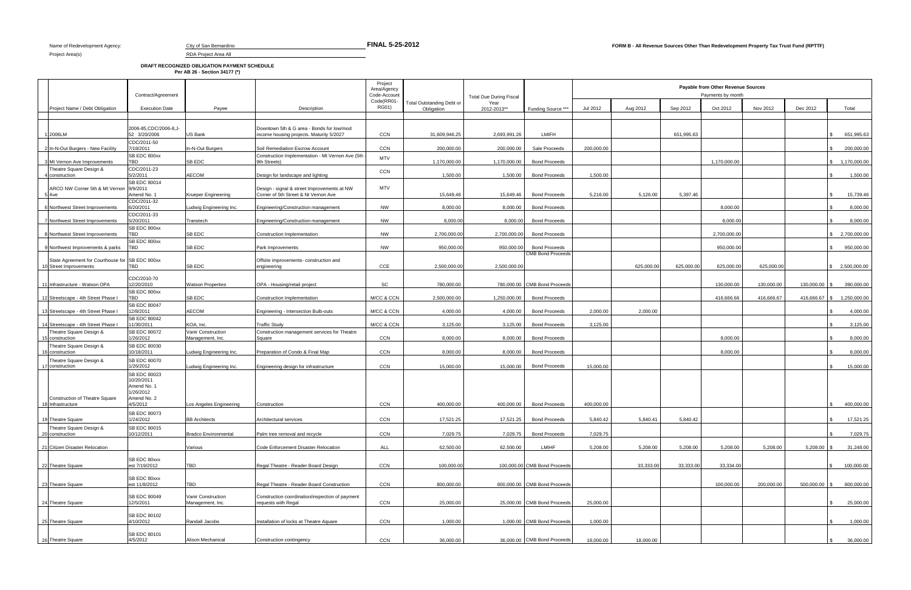Name of Redevelopment Agency: City of San Bernardino

Project Area(s) RDA Project Area All

**FINAL 5-25-2012**

**FORM B - All Revenue Sources Other Than Redevelopment Property Tax Trust Fund (RPTTF)**

**DRAFT RECOGNIZED OBLIGATION PAYMENT SCHEDULE**
**Per AB 26 - Section 34177 (*)**

| | Project Name / Debt Obligation | Contract/Agreement Execution Date | Payee | Description | Project Area/Agency Code-Account Code(RR01-RG01) | Total Outstanding Debt or Obligation | Total Due During Fiscal Year 2012-2013** | Funding Source *** | Payable from Other Revenue Sources Payments by month Jul 2012 | Aug 2012 | Sep 2012 | Oct 2012 | Nov 2012 | Dec 2012 | Total |
|---|---|---|---|---|---|---|---|---|---|---|---|---|---|---|---|
| 1 | 2006LM | 2006-85,CDC/2006-8,J-52 3/20/2006 | US Bank | Downtown 5th & G area - Bonds for low/mod income housing projects. Maturity 5/2027 | CCN | 31,609,946.25 | 2,693,991.26 | LMIFH | | | 651,995.63 | | | | $ 651,995.63 |
| 2 | In-N-Out Burgers - New Facility | CDC/2011-50 7/18/2011 | In-N-Out Burgers | Soil Remediation Escrow Account | CCN | 200,000.00 | 200,000.00 | Sale Proceeds | 200,000.00 | | | | | | $ 200,000.00 |
| 3 | Mt Vernon Ave Improvements | SB EDC 800xx TBD | SB EDC | Construction Implementation - Mt Vernon Ave (5th - 9th Streets) | MTV | 1,170,000.00 | 1,170,000.00 | Bond Proceeds | | | | 1,170,000.00 | | | $ 1,170,000.00 |
| 4 | Theatre Square Design & construction | CDC/2011-23 5/2/2011 | AECOM | Design for landscape and lighting | CCN | 1,500.00 | 1,500.00 | Bond Proceeds | 1,500.00 | | | | | | $ 1,500.00 |
| 5 | ARCO NW Corner 5th & Mt Vernon Ave | SB EDC 80014 9/9/2011 Amend No. 1 | Krueper Engineering | Design - signal & street Improvements at NW Corner of 5th Street & Nt Vernon Ave | MTV | 15,649.46 | 15,649.46 | Bond Proceeds | 5,216.00 | 5,126.00 | 5,397.46 | | | | $ 15,739.46 |
| 6 | Northwest Street Improvements | CDC/2011-32 6/20/2011 | Ludwig Engineering Inc. | Engineering/Construction management | NW | 8,000.00 | 8,000.00 | Bond Proceeds | | | | 8,000.00 | | | $ 8,000.00 |
| 7 | Northwest Street Improvements | CDC/2011-33 5/20/2011 | Transtech | Engineering/Construction management | NW | 8,000.00 | 8,000.00 | Bond Proceeds | | | | 8,000.00 | | | $ 8,000.00 |
| 8 | Northwest Street Improvements | SB EDC 800xx TBD | SB EDC | Construction Implementation | NW | 2,700,000.00 | 2,700,000.00 | Bond Proceeds | | | | 2,700,000.00 | | | $ 2,700,000.00 |
| 9 | Northwest Improvements & parks | SB EDC 800xx TBD | SB EDC | Park Improvements | NW | 950,000.00 | 950,000.00 | Bond Proceeds | | | | 950,000.00 | | | $ 950,000.00 |
| 10 | State Agreement for Courthouse for Street Improvements | SB EDC 800xx TBD | SB EDC | Offsite improvements- construction and engineering | CCE | 2,500,000.00 | 2,500,000.00 | CMB Bond Proceeds | | 625,000.00 | 625,000.00 | 625,000.00 | 625,000.00 | | $ 2,500,000.00 |
| 11 | Infrastructure - Watson OPA | CDC/2010-70 12/20/2010 | Watson Properties | OPA - Housing/retail project | SC | 780,000.00 | 780,000.00 | CMB Bond Proceeds | | | | 130,000.00 | 130,000.00 | 130,000.00 | $ 390,000.00 |
| 12 | Streetscape - 4th Street Phase I | SB EDC 800xx TBD | SB EDC | Construction Implementation | M/CC & CCN | 2,500,000.00 | 1,250,000.00 | Bond Proceeds | | | | 416,666.66 | 416,666.67 | 416,666.67 | $ 1,250,000.00 |
| 13 | Streetscape - 4th Street Phase I | SB EDC 80047 12/8/2011 | AECOM | Engineering - Intersection Bulb-outs | M/CC & CCN | 4,000.00 | 4,000.00 | Bond Proceeds | 2,000.00 | 2,000.00 | | | | | $ 4,000.00 |
| 14 | Streetscape - 4th Street Phase I | SB EDC 80042 11/30/2011 | KOA, Inc. | Traffic Study | M/CC & CCN | 3,125.00 | 3,125.00 | Bond Proceeds | 3,125.00 | | | | | | $ 3,125.00 |
| 15 | Theatre Square Design & construction | SB EDC 80072 1/26/2012 | Vanir Construction Management, Inc. | Construction management services for Theatre Square | CCN | 8,000.00 | 8,000.00 | Bond Proceeds | | | | 8,000.00 | | | $ 8,000.00 |
| 16 | Theatre Square Design & construction | SB EDC 80030 10/18/2011 | Ludwig Engineering Inc. | Preparation of Condo & Final Map | CCN | 8,000.00 | 8,000.00 | Bond Proceeds | | | | 8,000.00 | | | $ 8,000.00 |
| 17 | Theatre Square Design & construction | SB EDC 80070 1/26/2012 | Ludwig Engineering Inc. | Engineering design for infrastructure | CCN | 15,000.00 | 15,000.00 | Bond Proceeds | 15,000.00 | | | | | | $ 15,000.00 |
| 18 | Construction of Theatre Square Infrastructure | SB EDC 80023 10/20/2011 Amend No. 1 1/26/2012 Amend No. 2 4/5/2012 | Los Angeles Engineering | Construction | CCN | 400,000.00 | 400,000.00 | Bond Proceeds | 400,000.00 | | | | | | $ 400,000.00 |
| 19 | Theatre Square | SB EDC 80073 1/24/2012 | BB Architects | Architectural services | CCN | 17,521.25 | 17,521.25 | Bond Proceeds | 5,840.42 | 5,840.41 | 5,840.42 | | | | $ 17,521.25 |
| 20 | Theatre Square Design & construction | SB EDC 80015 10/12/2011 | Bradco Environmental | Palm tree removal and recycle | CCN | 7,029.75 | 7,029.75 | Bond Proceeds | 7,029.75 | | | | | | $ 7,029.75 |
| 21 | Citizen Disaster Relocation | | Various | Code Enforcement Disaster Relocation | ALL | 62,500.00 | 62,500.00 | LMIHF | 5,208.00 | 5,208.00 | 5,208.00 | 5,208.00 | 5,208.00 | 5,208.00 | $ 31,248.00 |
| 22 | Theatre Square | SB EDC 80xxx est 7/19/2012 | TBD | Regal Theatre - Reader Board Design | CCN | 100,000.00 | 100,000.00 | CMB Bond Proceeds | | 33,333.00 | 33,333.00 | 33,334.00 | | | $ 100,000.00 |
| 23 | Theatre Square | SB EDC 80xxx est 11/8/2012 | TBD | Regal Theatre - Reader Board Construction | CCN | 800,000.00 | 800,000.00 | CMB Bond Proceeds | | | | 100,000.00 | 200,000.00 | 500,000.00 | $ 800,000.00 |
| 24 | Theatre Square | SB EDC 80049 12/5/2011 | Vanir Construction Management, Inc. | Construction coordination/inspection of payment requests with Regal | CCN | 25,000.00 | 25,000.00 | CMB Bond Proceeds | 25,000.00 | | | | | | $ 25,000.00 |
| 25 | Theatre Square | SB EDC 80102 4/10/2012 | Randall Jacobs | Installation of locks at Theatre Aquare | CCN | 1,000.00 | 1,000.00 | CMB Bond Proceeds | 1,000.00 | | | | | | $ 1,000.00 |
| 26 | Theatre Square | SB EDC 80101 4/5/2012 | Alison Mechanical | Construction contingency | CCN | 36,000.00 | 36,000.00 | CMB Bond Proceeds | 18,000.00 | 18,000.00 | | | | | $ 36,000.00 |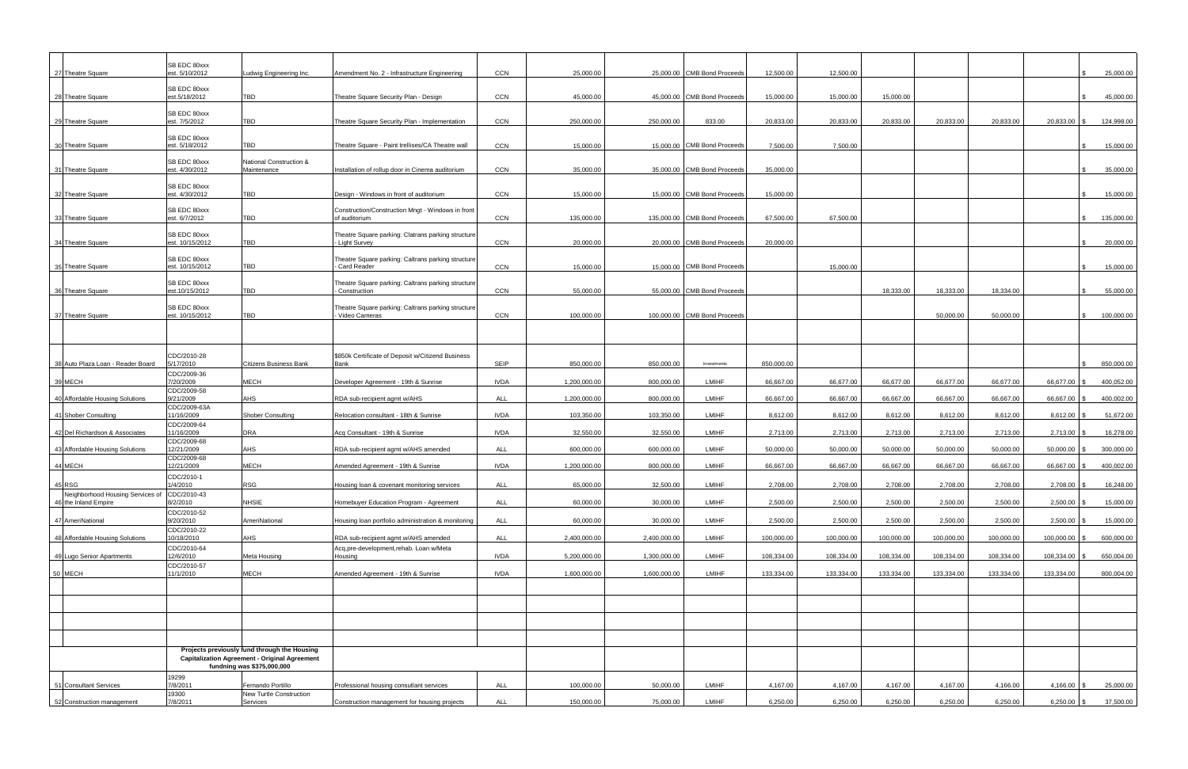|  |  |  |  |  |  |  |  |  |  |  |  |  |  |  |
|---|---|---|---|---|---|---|---|---|---|---|---|---|---|---|
| 27 | Theatre Square | SB EDC 80xxx est. 5/10/2012 | Ludwig Engineering Inc. | Amendment No. 2 - Infrastructure Engineering | CCN | 25,000.00 | 25,000.00 | CMB Bond Proceeds | 12,500.00 | 12,500.00 |  |  |  |  | $ 25,000.00 |
| 28 | Theatre Square | SB EDC 80xxx est.5/18/2012 | TBD | Theatre Square Security Plan - Design | CCN | 45,000.00 | 45,000.00 | CMB Bond Proceeds | 15,000.00 | 15,000.00 | 15,000.00 |  |  |  | $ 45,000.00 |
| 29 | Theatre Square | SB EDC 80xxx est. 7/5/2012 | TBD | Theatre Square Security Plan - Implementation | CCN | 250,000.00 | 250,000.00 | 833.00 | 20,833.00 | 20,833.00 | 20,833.00 | 20,833.00 | 20,833.00 | 20,833.00 | $ 124,998.00 |
| 30 | Theatre Square | SB EDC 80xxx est. 5/18/2012 | TBD | Theatre Square - Paint trellises/CA Theatre wall | CCN | 15,000.00 | 15,000.00 | CMB Bond Proceeds | 7,500.00 | 7,500.00 |  |  |  |  | $ 15,000.00 |
| 31 | Theatre Square | SB EDC 80xxx est. 4/30/2012 | National Construction & Maintenance | Installation of rollup door in Cinema auditorium | CCN | 35,000.00 | 35,000.00 | CMB Bond Proceeds | 35,000.00 |  |  |  |  |  | $ 35,000.00 |
| 32 | Theatre Square | SB EDC 80xxx est. 4/30/2012 | TBD | Design - Windows in front of auditorium | CCN | 15,000.00 | 15,000.00 | CMB Bond Proceeds | 15,000.00 |  |  |  |  |  | $ 15,000.00 |
| 33 | Theatre Square | SB EDC 80xxx est. 6/7/2012 | TBD | Construction/Construction Mngt - Windows in front of auditorium | CCN | 135,000.00 | 135,000.00 | CMB Bond Proceeds | 67,500.00 | 67,500.00 |  |  |  |  | $ 135,000.00 |
| 34 | Theatre Square | SB EDC 80xxx est. 10/15/2012 | TBD | Theatre Square parking: Clatrans parking structure - Light Survey | CCN | 20,000.00 | 20,000.00 | CMB Bond Proceeds | 20,000.00 |  |  |  |  |  | $ 20,000.00 |
| 35 | Theatre Square | SB EDC 80xxx est. 10/15/2012 | TBD | Theatre Square parking: Caltrans parking structure - Card Reader | CCN | 15,000.00 | 15,000.00 | CMB Bond Proceeds |  | 15,000.00 |  |  |  |  | $ 15,000.00 |
| 36 | Theatre Square | SB EDC 80xxx est.10/15/2012 | TBD | Theatre Square parking: Caltrans parking structure - Construction | CCN | 55,000.00 | 55,000.00 | CMB Bond Proceeds |  |  | 18,333.00 | 18,333.00 | 18,334.00 |  | $ 55,000.00 |
| 37 | Theatre Square | SB EDC 80xxx est. 10/15/2012 | TBD | Theatre Square parking: Caltrans parking structure - Video Cameras | CCN | 100,000.00 | 100,000.00 | CMB Bond Proceeds |  |  |  | 50,000.00 | 50,000.00 |  | $ 100,000.00 |
|  |  |  |  |  |  |  |  |  |  |  |  |  |  |  |  |
| 38 | Auto Plaza Loan - Reader Board | CDC/2010-28 5/17/2010 | Citizens Business Bank | $850k Certificate of Deposit w/Citizend Business Bank | SEIP | 850,000.00 | 850,000.00 | Investments | 850,000.00 |  |  |  |  |  | $ 850,000.00 |
| 39 | MECH | CDC/2009-36 7/20/2009 | MECH | Developer Agreement - 19th & Sunrise | IVDA | 1,200,000.00 | 800,000.00 | LMIHF | 66,667.00 | 66,677.00 | 66,677.00 | 66,677.00 | 66,677.00 | 66,677.00 | $ 400,052.00 |
| 40 | Affordable Housing Solutions | CDC/2009-58 9/21/2009 | AHS | RDA sub-recipient agmt w/AHS | ALL | 1,200,000.00 | 800,000.00 | LMIHF | 66,667.00 | 66,667.00 | 66,667.00 | 66,667.00 | 66,667.00 | 66,667.00 | $ 400,002.00 |
| 41 | Shober Consulting | CDC/2009-63A 11/16/2009 | Shober Consulting | Relocation consultant - 18th & Sunrise | IVDA | 103,350.00 | 103,350.00 | LMIHF | 8,612.00 | 8,612.00 | 8,612.00 | 8,612.00 | 8,612.00 | 8,612.00 | $ 51,672.00 |
| 42 | Del Richardson & Associates | CDC/2009-64 11/16/2009 | DRA | Acq Consultant - 19th & Sunrise | IVDA | 32,550.00 | 32,550.00 | LMIHF | 2,713.00 | 2,713.00 | 2,713.00 | 2,713.00 | 2,713.00 | 2,713.00 | $ 16,278.00 |
| 43 | Affordable Housing Solutions | CDC/2009-68 12/21/2009 | AHS | RDA sub-recipient agmt w/AHS amended | ALL | 600,000.00 | 600,000.00 | LMIHF | 50,000.00 | 50,000.00 | 50,000.00 | 50,000.00 | 50,000.00 | 50,000.00 | $ 300,000.00 |
| 44 | MECH | CDC/2009-68 12/21/2009 | MECH | Amended Agreement - 19th & Sunrise | IVDA | 1,200,000.00 | 800,000.00 | LMIHF | 66,667.00 | 66,667.00 | 66,667.00 | 66,667.00 | 66,667.00 | 66,667.00 | $ 400,002.00 |
| 45 | RSG | CDC/2010-1 1/4/2010 | RSG | Housing loan & covenant monitoring services | ALL | 65,000.00 | 32,500.00 | LMIHF | 2,708.00 | 2,708.00 | 2,708.00 | 2,708.00 | 2,708.00 | 2,708.00 | $ 16,248.00 |
| 46 | Neighborhood Housing Services of the Inland Empire | CDC/2010-43 8/2/2010 | NHSIE | Homebuyer Education Program - Agreement | ALL | 60,000.00 | 30,000.00 | LMIHF | 2,500.00 | 2,500.00 | 2,500.00 | 2,500.00 | 2,500.00 | 2,500.00 | $ 15,000.00 |
| 47 | AmeriNational | CDC/2010-52 9/20/2010 | AmeriNational | Housing loan portfolio administration & monitoring | ALL | 60,000.00 | 30,000.00 | LMIHF | 2,500.00 | 2,500.00 | 2,500.00 | 2,500.00 | 2,500.00 | 2,500.00 | $ 15,000.00 |
| 48 | Affordable Housing Solutions | CDC/2010-22 10/18/2010 | AHS | RDA sub-recipient agmt w/AHS amended | ALL | 2,400,000.00 | 2,400,000.00 | LMIHF | 100,000.00 | 100,000.00 | 100,000.00 | 100,000.00 | 100,000.00 | 100,000.00 | $ 600,000.00 |
| 49 | Lugo Senior Apartments | CDC/2010-64 12/6/2010 | Meta Housing | Acq,pre-development,rehab. Loan w/Meta Housing | IVDA | 5,200,000.00 | 1,300,000.00 | LMIHF | 108,334.00 | 108,334.00 | 108,334.00 | 108,334.00 | 108,334.00 | 108,334.00 | $ 650,004.00 |
| 50 | MECH | CDC/2010-57 11/1/2010 | MECH | Amended Agreement - 19th & Sunrise | IVDA | 1,600,000.00 | 1,600,000.00 | LMIHF | 133,334.00 | 133,334.00 | 133,334.00 | 133,334.00 | 133,334.00 | 133,334.00 | 800,004.00 |
|  |  |  |  |  |  |  |  |  |  |  |  |  |  |  |  |
|  |  |  | Projects previously fund through the Housing Capitalization Agreement - Original Agreement fundning was $375,000,000 |  |  |  |  |  |  |  |  |  |  |  |  |
| 51 | Consultant Services | 19299 7/8/2011 | Fernando Portillo | Professional housing consutlant services | ALL | 100,000.00 | 50,000.00 | LMIHF | 4,167.00 | 4,167.00 | 4,167.00 | 4,167.00 | 4,166.00 | 4,166.00 | $ 25,000.00 |
| 52 | Construction management | 19300 7/8/2011 | New Turtle Construction Services | Construction management for housing projects | ALL | 150,000.00 | 75,000.00 | LMIHF | 6,250.00 | 6,250.00 | 6,250.00 | 6,250.00 | 6,250.00 | 6,250.00 | $ 37,500.00 |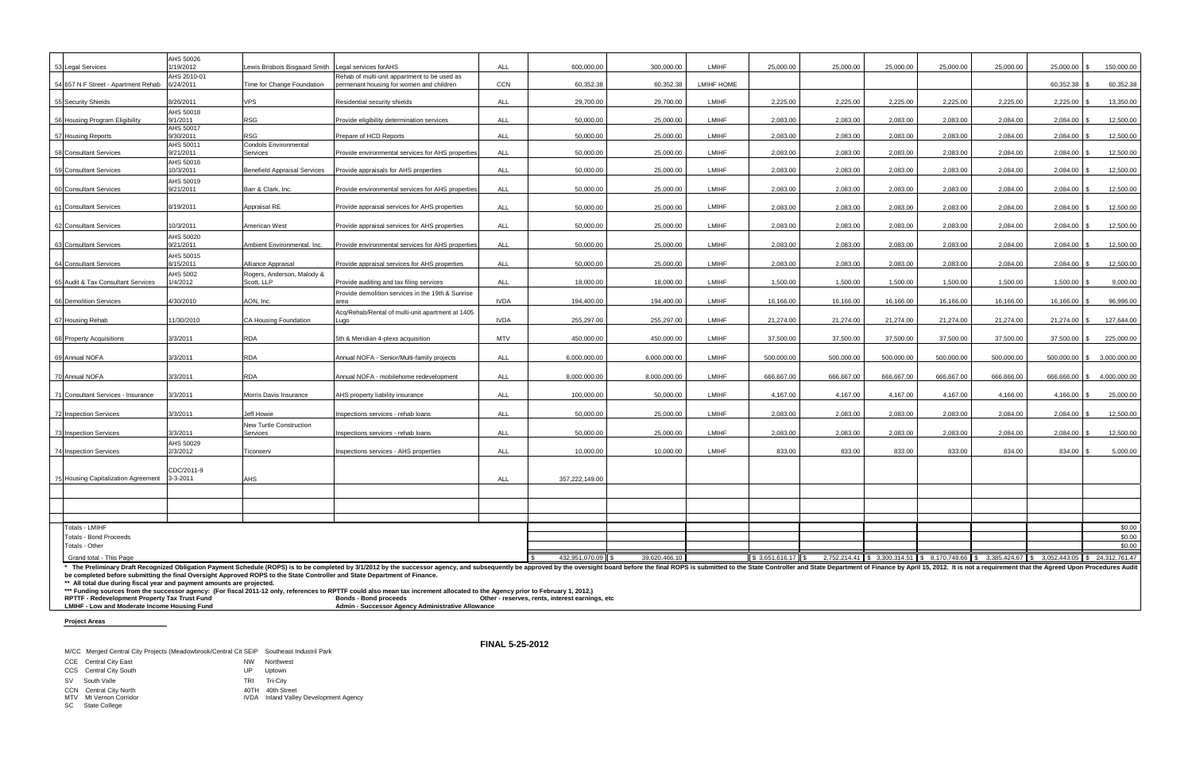| # | Project Name / Debt Obligation | Contract/Agreement Execution Date | Payee | Description | Project Area | Total Outstanding Debt or Obligation | Total Due During Fiscal Year 2011-2012** | Funding Source *** | Jan | Feb | Mar | Apr | May | Jun | Total |
|---|---|---|---|---|---|---|---|---|---|---|---|---|---|---|---|
| 53 | Legal Services | AHS 50026 1/19/2012 | Lewis Brisbois Bisgaard Smith | Legal services forAHS | ALL | 600,000.00 | 300,000.00 | LMIHF | 25,000.00 | 25,000.00 | 25,000.00 | 25,000.00 | 25,000.00 | 25,000.00 | $ 150,000.00 |
| 54 | 657 N F Street - Apartment Rehab | AHS 2010-01 6/24/2011 | Time for Change Foundation | Rehab of multi-unit appartment to be used as permenant housing for women and children | CCN | 60,352.38 | 60,352.38 | LMIHF HOME | | | | | | 60,352.38 | $ 60,352.38 |
| 55 | Security Shields | 8/26/2011 | VPS | Residential security shields | ALL | 29,700.00 | 29,700.00 | LMIHF | 2,225.00 | 2,225.00 | 2,225.00 | 2,225.00 | 2,225.00 | 2,225.00 | $ 13,350.00 |
| 56 | Housing Program Eligibility | AHS 50018 9/1/2011 | RSG | Provide eligibility determination services | ALL | 50,000.00 | 25,000.00 | LMIHF | 2,083.00 | 2,083.00 | 2,083.00 | 2,083.00 | 2,084.00 | 2,084.00 | $ 12,500.00 |
| 57 | Housing Reports | AHS 50017 9/30/2011 | RSG | Prepare of HCD Reports | ALL | 50,000.00 | 25,000.00 | LMIHF | 2,083.00 | 2,083.00 | 2,083.00 | 2,083.00 | 2,084.00 | 2,084.00 | $ 12,500.00 |
| 58 | Consultant Services | AHS 50011 9/21/2011 | Condols Environmental Services | Provide environmental services for AHS properties | ALL | 50,000.00 | 25,000.00 | LMIHF | 2,083.00 | 2,083.00 | 2,083.00 | 2,083.00 | 2,084.00 | 2,084.00 | $ 12,500.00 |
| 59 | Consultant Services | AHS 50016 10/3/2011 | Benefield Appraisal Services | Provide appraisals for AHS properties | ALL | 50,000.00 | 25,000.00 | LMIHF | 2,083.00 | 2,083.00 | 2,083.00 | 2,083.00 | 2,084.00 | 2,084.00 | $ 12,500.00 |
| 60 | Consultant Services | AHS 50019 9/21/2011 | Barr & Clark, Inc. | Provide environmental services for AHS properties | ALL | 50,000.00 | 25,000.00 | LMIHF | 2,083.00 | 2,083.00 | 2,083.00 | 2,083.00 | 2,084.00 | 2,084.00 | $ 12,500.00 |
| 61 | Consultant Services | 8/19/2011 | Appraisal RE | Provide appraisal services for AHS properties | ALL | 50,000.00 | 25,000.00 | LMIHF | 2,083.00 | 2,083.00 | 2,083.00 | 2,083.00 | 2,084.00 | 2,084.00 | $ 12,500.00 |
| 62 | Consultant Services | 10/3/2011 | American West | Provide appraisal services for AHS properties | ALL | 50,000.00 | 25,000.00 | LMIHF | 2,083.00 | 2,083.00 | 2,083.00 | 2,083.00 | 2,084.00 | 2,084.00 | $ 12,500.00 |
| 63 | Consultant Services | AHS 50020 9/21/2011 | Ambient Environmental. Inc. | Provide environmental services for AHS properties | ALL | 50,000.00 | 25,000.00 | LMIHF | 2,083.00 | 2,083.00 | 2,083.00 | 2,083.00 | 2,084.00 | 2,084.00 | $ 12,500.00 |
| 64 | Consultant Services | AHS 50015 8/15/2011 | Alliance Appraisal | Provide appraisal services for AHS properties | ALL | 50,000.00 | 25,000.00 | LMIHF | 2,083.00 | 2,083.00 | 2,083.00 | 2,083.00 | 2,084.00 | 2,084.00 | $ 12,500.00 |
| 65 | Audit & Tax Consultant Services | AHS 5002 1/4/2012 | Rogers, Anderson, Malody & Scott, LLP | Provide auditing and tax filing services | ALL | 18,000.00 | 18,000.00 | LMIHF | 1,500.00 | 1,500.00 | 1,500.00 | 1,500.00 | 1,500.00 | 1,500.00 | $ 9,000.00 |
| 66 | Demolition Services | 4/30/2010 | AON, Inc. | Provide demolition services in the 19th & Sunrise area | IVDA | 194,400.00 | 194,400.00 | LMIHF | 16,166.00 | 16,166.00 | 16,166.00 | 16,166.00 | 16,166.00 | 16,166.00 | $ 96,996.00 |
| 67 | Housing Rehab | 11/30/2010 | CA Housing Foundation | Acq/Rehab/Rental of multi-unit apartment at 1405 Lugo | IVDA | 255,297.00 | 255,297.00 | LMIHF | 21,274.00 | 21,274.00 | 21,274.00 | 21,274.00 | 21,274.00 | 21,274.00 | $ 127,644.00 |
| 68 | Property Acquisitions | 3/3/2011 | RDA | 5th & Meridian 4-plexs acquisition | MTV | 450,000.00 | 450,000.00 | LMIHF | 37,500.00 | 37,500.00 | 37,500.00 | 37,500.00 | 37,500.00 | 37,500.00 | $ 225,000.00 |
| 69 | Annual NOFA | 3/3/2011 | RDA | Annual NOFA - Senior/Multi-family projects | ALL | 6,000,000.00 | 6,000,000.00 | LMIHF | 500,000.00 | 500,000.00 | 500,000.00 | 500,000.00 | 500,000.00 | 500,000.00 | $ 3,000,000.00 |
| 70 | Annual NOFA | 3/3/2011 | RDA | Annual NOFA - mobilehome redevelopment | ALL | 8,000,000.00 | 8,000,000.00 | LMIHF | 666,667.00 | 666,667.00 | 666,667.00 | 666,667.00 | 666,666.00 | 666,666.00 | $ 4,000,000.00 |
| 71 | Consultant Services - Insurance | 3/3/2011 | Morris Davis Insurance | AHS property liability insurance | ALL | 100,000.00 | 50,000.00 | LMIHF | 4,167.00 | 4,167.00 | 4,167.00 | 4,167.00 | 4,166.00 | 4,166.00 | $ 25,000.00 |
| 72 | Inspection Services | 3/3/2011 | Jeff Howie | Inspections services - rehab loans | ALL | 50,000.00 | 25,000.00 | LMIHF | 2,083.00 | 2,083.00 | 2,083.00 | 2,083.00 | 2,084.00 | 2,084.00 | $ 12,500.00 |
| 73 | Inspection Services | 3/3/2011 | New Turtle Construction Services | Inspections services - rehab loans | ALL | 50,000.00 | 25,000.00 | LMIHF | 2,083.00 | 2,083.00 | 2,083.00 | 2,083.00 | 2,084.00 | 2,084.00 | $ 12,500.00 |
| 74 | Inspection Services | AHS 50029 2/3/2012 | Ticonserv | Inspections services - AHS properties | ALL | 10,000.00 | 10,000.00 | LMIHF | 833.00 | 833.00 | 833.00 | 833.00 | 834.00 | 834.00 | $ 5,000.00 |
| 75 | Housing Capitalization Agreement | CDC/2011-9 3-3-2011 | AHS | | ALL | 357,222,149.00 | | | | | | | | | |
| | | | | | | | | | | | | | | | |
| | | | | | | | | | | | | | | | |
| | | | | | | | | | | | | | | | |
| | Totals - LMIHF | | | | | | | | | | | | | | $0.00 |
| | Totals - Bond Proceeds | | | | | | | | | | | | | | $0.00 |
| | Totals - Other | | | | | | | | | | | | | | $0.00 |
| | Grand total - This Page | | | | | $ 432,951,070.09 | $ 39,620,466.10 | | $ 3,651,616.17 | $ 2,752,214.41 | $ 3,300,314.51 | $ 8,170,748.66 | $ 3,385,424.67 | $ 3,052,443.05 | $ 24,312,761.47 |

\* The Preliminary Draft Recognized Obligation Payment Schedule (ROPS) is to be completed by 3/1/2012 by the successor agency, and subsequently be approved by the oversight board before the final ROPS is submitted to the State Controller and State Department of Finance by April 15, 2012. It is not a requirement that the Agreed Upon Procedures Audit be completed before submitting the final Oversight Approved ROPS to the State Controller and State Department of Finance.

\*\* All total due during fiscal year and payment amounts are projected.

\*\*\* Funding sources from the successor agency: (For fiscal 2011-12 only, references to RPTTF could also mean tax increment allocated to the Agency prior to February 1, 2012.)

**RPTTF - Redevelopment Property Tax Trust Fund** | **Bonds - Bond proceeds** | **Other - reserves, rents, interest earnings, etc**

**LMIHF - Low and Moderate Income Housing Fund** | **Admin - Successor Agency Administrative Allowance**

**Project Areas**

**FINAL 5-25-2012**

M/CC Merged Central City Projects (Meadowbrook/Central Cit SEIP Southeast Industril Park
CCE Central City East
CCS Central City South
SV South Valle
CCN Central City North
MTV Mt Vernon Corridor
SC State College
NW Northwest
UP Uptown
TRI Tri-City
40TH 40th Street
IVDA Inland Valley Development Agency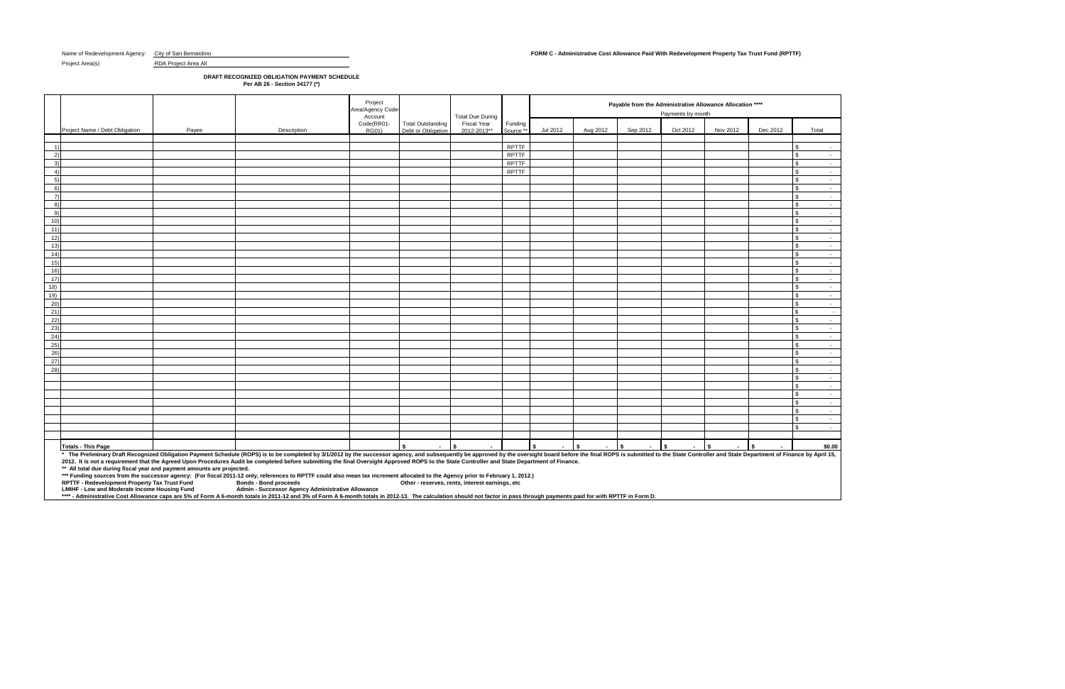Name of Redevelopment Agency: City of San Bernardino

Project Area(s) RDA Project Area All

**FORM C - Administrative Cost Allowance Paid With Redevelopment Property Tax Trust Fund (RPTTF)**

**DRAFT RECOGNIZED OBLIGATION PAYMENT SCHEDULE**
**Per AB 26 - Section 34177 (*)**

| | Project Name / Debt Obligation | Payee | Description | Project Area/Agency Code-Account Code(RR01-RG01) | Total Outstanding Debt or Obligation | Total Due During Fiscal Year 2012-2013** | Funding Source *** | Payable from the Administrative Allowance Allocation **** Payments by month Jul 2012 | Aug 2012 | Sep 2012 | Oct 2012 | Nov 2012 | Dec 2012 | Total |
|---|---|---|---|---|---|---|---|---|---|---|---|---|---|---|
| 1) | | | | | | | RPTTF | | | | | | | $ - |
| 2) | | | | | | | RPTTF | | | | | | | $ - |
| 3) | | | | | | | RPTTF | | | | | | | $ - |
| 4) | | | | | | | RPTTF | | | | | | | $ - |
| 5) | | | | | | | | | | | | | | $ - |
| 6) | | | | | | | | | | | | | | $ - |
| 7) | | | | | | | | | | | | | | $ - |
| 8) | | | | | | | | | | | | | | $ - |
| 9) | | | | | | | | | | | | | | $ - |
| 10) | | | | | | | | | | | | | | $ - |
| 11) | | | | | | | | | | | | | | $ - |
| 12) | | | | | | | | | | | | | | $ - |
| 13) | | | | | | | | | | | | | | $ - |
| 14) | | | | | | | | | | | | | | $ - |
| 15) | | | | | | | | | | | | | | $ - |
| 16) | | | | | | | | | | | | | | $ - |
| 17) | | | | | | | | | | | | | | $ - |
| 18) | | | | | | | | | | | | | | $ - |
| 19) | | | | | | | | | | | | | | $ - |
| 20) | | | | | | | | | | | | | | $ - |
| 21) | | | | | | | | | | | | | | $ - |
| 22) | | | | | | | | | | | | | | $ - |
| 23) | | | | | | | | | | | | | | $ - |
| 24) | | | | | | | | | | | | | | $ - |
| 25) | | | | | | | | | | | | | | $ - |
| 26) | | | | | | | | | | | | | | $ - |
| 27) | | | | | | | | | | | | | | $ - |
| 28) | | | | | | | | | | | | | | $ - |
| | | | | | | | | | | | | | | $ - |
| | | | | | | | | | | | | | | $ - |
| | | | | | | | | | | | | | | $ - |
| | | | | | | | | | | | | | | $ - |
| | | | | | | | | | | | | | | $ - |
| | | | | | | | | | | | | | | $ - |
| | | | | | | | | | | | | | | $ - |
| | **Totals - This Page** | | | | $ - | $ - | | $ - | $ - | $ - | $ - | $ - | $ - | $0.00 |

**\* The Preliminary Draft Recognized Obligation Payment Schedule (ROPS) is to be completed by 3/1/2012 by the successor agency, and subsequently be approved by the oversight board before the final ROPS is submitted to the State Controller and State Department of Finance by April 15, 2012. It is not a requirement that the Agreed Upon Procedures Audit be completed before submitting the final Oversight Approved ROPS to the State Controller and State Department of Finance.**

**\*\* All total due during fiscal year and payment amounts are projected.**

**\*\*\* Funding sources from the successor agency: (For fiscal 2011-12 only, references to RPTTF could also mean tax increment allocated to the Agency prior to February 1, 2012.)**

**RPTTF - Redevelopment Property Tax Trust Fund** **Bonds - Bond proceeds** **Other - reserves, rents, interest earnings, etc**

**LMIHF - Low and Moderate Income Housing Fund** **Admin - Successor Agency Administrative Allowance**

**\*\*\*\* - Administrative Cost Allowance caps are 5% of Form A 6-month totals in 2011-12 and 3% of Form A 6-month totals in 2012-13. The calculation should not factor in pass through payments paid for with RPTTF in Form D.**